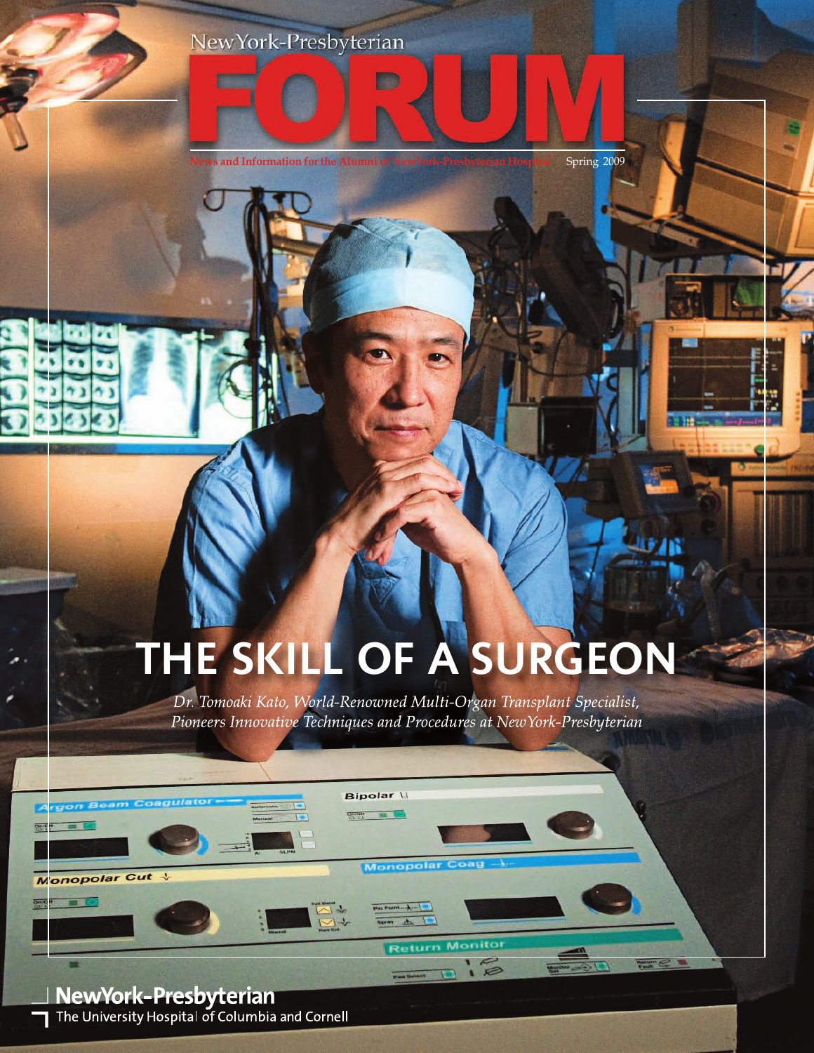NewYork-Presbyterian

# FORUM

News and Information for the Alumni of NewYork-Presbyterian Hospital

Spring 2009

## THE SKILL OF A SURGEON

*Dr. Tomoaki Kato, World-Renowned Multi-Organ Transplant Specialist, Pioneers Innovative Techniques and Procedures at NewYork-Presbyterian*

**NewYork-Presbyterian**
The University Hospital of Columbia and Cornell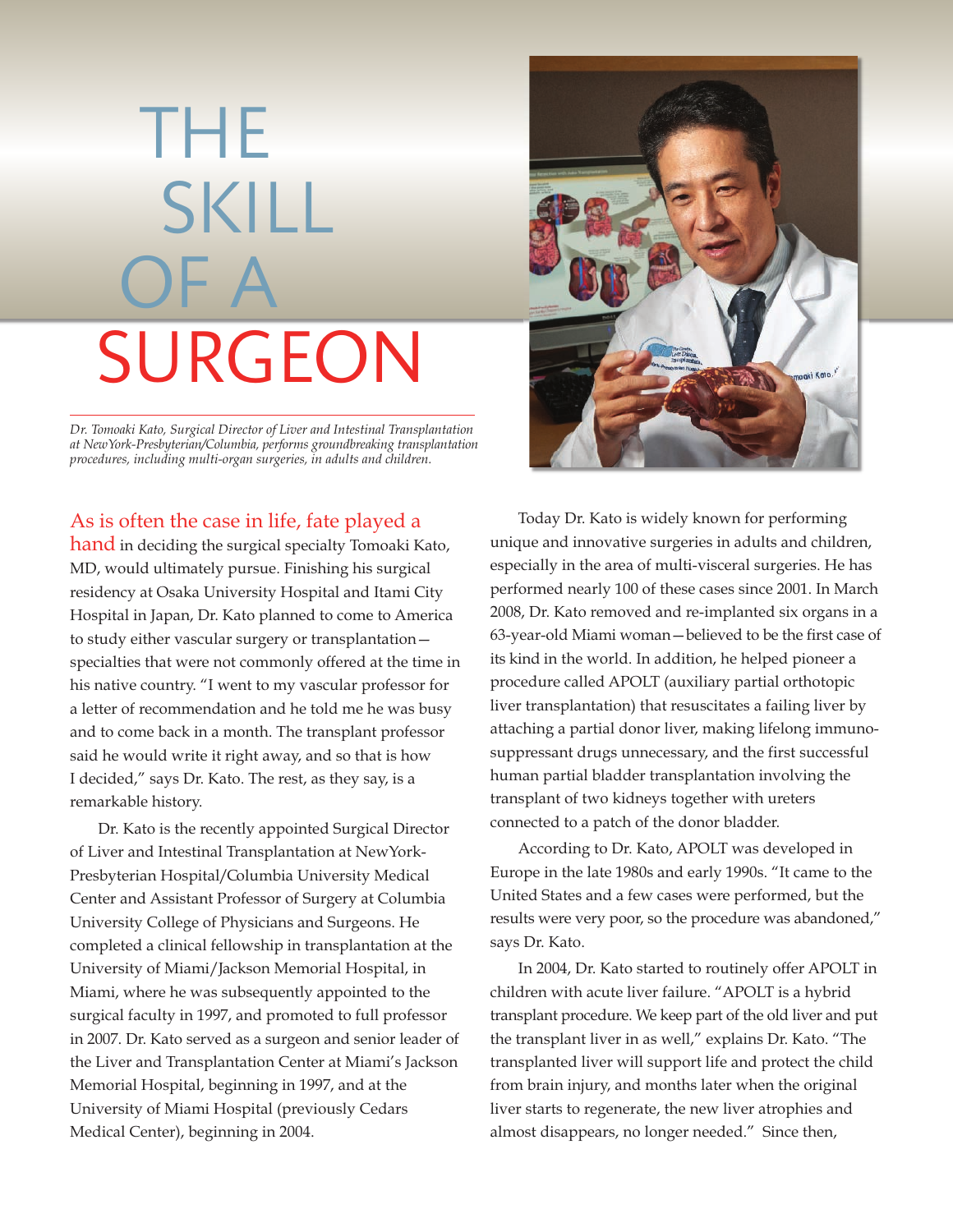# THE SKILL OF A SURGEON

*Dr. Tomoaki Kato, Surgical Director of Liver and Intestinal Transplantation at NewYork-Presbyterian/Columbia, performs groundbreaking transplantation procedures, including multi-organ surgeries, in adults and children.*

As is often the case in life, fate played a hand in deciding the surgical specialty Tomoaki Kato, MD, would ultimately pursue. Finishing his surgical residency at Osaka University Hospital and Itami City Hospital in Japan, Dr. Kato planned to come to America to study either vascular surgery or transplantation—specialties that were not commonly offered at the time in his native country. "I went to my vascular professor for a letter of recommendation and he told me he was busy and to come back in a month. The transplant professor said he would write it right away, and so that is how I decided," says Dr. Kato. The rest, as they say, is a remarkable history.

Dr. Kato is the recently appointed Surgical Director of Liver and Intestinal Transplantation at NewYork-Presbyterian Hospital/Columbia University Medical Center and Assistant Professor of Surgery at Columbia University College of Physicians and Surgeons. He completed a clinical fellowship in transplantation at the University of Miami/Jackson Memorial Hospital, in Miami, where he was subsequently appointed to the surgical faculty in 1997, and promoted to full professor in 2007. Dr. Kato served as a surgeon and senior leader of the Liver and Transplantation Center at Miami's Jackson Memorial Hospital, beginning in 1997, and at the University of Miami Hospital (previously Cedars Medical Center), beginning in 2004.

Today Dr. Kato is widely known for performing unique and innovative surgeries in adults and children, especially in the area of multi-visceral surgeries. He has performed nearly 100 of these cases since 2001. In March 2008, Dr. Kato removed and re-implanted six organs in a 63-year-old Miami woman—believed to be the first case of its kind in the world. In addition, he helped pioneer a procedure called APOLT (auxiliary partial orthotopic liver transplantation) that resuscitates a failing liver by attaching a partial donor liver, making lifelong immuno-suppressant drugs unnecessary, and the first successful human partial bladder transplantation involving the transplant of two kidneys together with ureters connected to a patch of the donor bladder.

According to Dr. Kato, APOLT was developed in Europe in the late 1980s and early 1990s. "It came to the United States and a few cases were performed, but the results were very poor, so the procedure was abandoned," says Dr. Kato.

In 2004, Dr. Kato started to routinely offer APOLT in children with acute liver failure. "APOLT is a hybrid transplant procedure. We keep part of the old liver and put the transplant liver in as well," explains Dr. Kato. "The transplanted liver will support life and protect the child from brain injury, and months later when the original liver starts to regenerate, the new liver atrophies and almost disappears, no longer needed." Since then,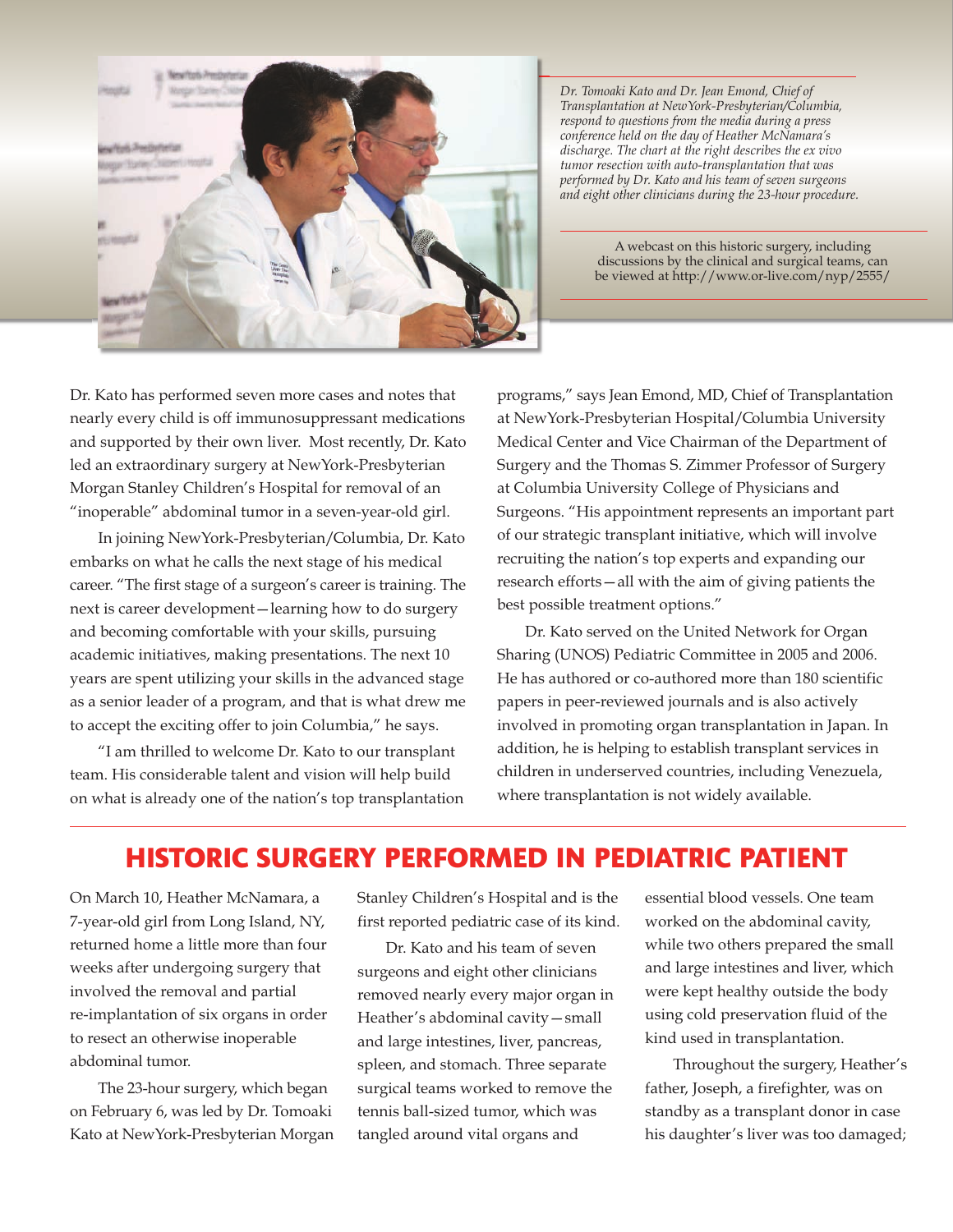*Dr. Tomoaki Kato and Dr. Jean Emond, Chief of Transplantation at NewYork-Presbyterian/Columbia, respond to questions from the media during a press conference held on the day of Heather McNamara's discharge. The chart at the right describes the ex vivo tumor resection with auto-transplantation that was performed by Dr. Kato and his team of seven surgeons and eight other clinicians during the 23-hour procedure.*

A webcast on this historic surgery, including discussions by the clinical and surgical teams, can be viewed at http://www.or-live.com/nyp/2555/

Dr. Kato has performed seven more cases and notes that nearly every child is off immunosuppressant medications and supported by their own liver. Most recently, Dr. Kato led an extraordinary surgery at NewYork-Presbyterian Morgan Stanley Children's Hospital for removal of an "inoperable" abdominal tumor in a seven-year-old girl.

In joining NewYork-Presbyterian/Columbia, Dr. Kato embarks on what he calls the next stage of his medical career. "The first stage of a surgeon's career is training. The next is career development—learning how to do surgery and becoming comfortable with your skills, pursuing academic initiatives, making presentations. The next 10 years are spent utilizing your skills in the advanced stage as a senior leader of a program, and that is what drew me to accept the exciting offer to join Columbia," he says.

"I am thrilled to welcome Dr. Kato to our transplant team. His considerable talent and vision will help build on what is already one of the nation's top transplantation programs," says Jean Emond, MD, Chief of Transplantation at NewYork-Presbyterian Hospital/Columbia University Medical Center and Vice Chairman of the Department of Surgery and the Thomas S. Zimmer Professor of Surgery at Columbia University College of Physicians and Surgeons. "His appointment represents an important part of our strategic transplant initiative, which will involve recruiting the nation's top experts and expanding our research efforts—all with the aim of giving patients the best possible treatment options."

Dr. Kato served on the United Network for Organ Sharing (UNOS) Pediatric Committee in 2005 and 2006. He has authored or co-authored more than 180 scientific papers in peer-reviewed journals and is also actively involved in promoting organ transplantation in Japan. In addition, he is helping to establish transplant services in children in underserved countries, including Venezuela, where transplantation is not widely available.

## HISTORIC SURGERY PERFORMED IN PEDIATRIC PATIENT

On March 10, Heather McNamara, a 7-year-old girl from Long Island, NY, returned home a little more than four weeks after undergoing surgery that involved the removal and partial re-implantation of six organs in order to resect an otherwise inoperable abdominal tumor.

The 23-hour surgery, which began on February 6, was led by Dr. Tomoaki Kato at NewYork-Presbyterian Morgan Stanley Children's Hospital and is the first reported pediatric case of its kind.

Dr. Kato and his team of seven surgeons and eight other clinicians removed nearly every major organ in Heather's abdominal cavity—small and large intestines, liver, pancreas, spleen, and stomach. Three separate surgical teams worked to remove the tennis ball-sized tumor, which was tangled around vital organs and essential blood vessels. One team worked on the abdominal cavity, while two others prepared the small and large intestines and liver, which were kept healthy outside the body using cold preservation fluid of the kind used in transplantation.

Throughout the surgery, Heather's father, Joseph, a firefighter, was on standby as a transplant donor in case his daughter's liver was too damaged;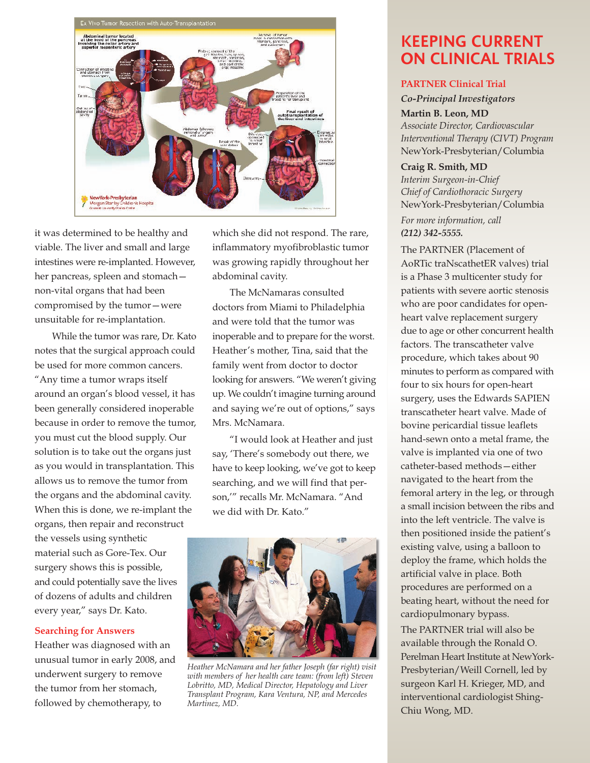it was determined to be healthy and viable. The liver and small and large intestines were re-implanted. However, her pancreas, spleen and stomach—non-vital organs that had been compromised by the tumor—were unsuitable for re-implantation.

While the tumor was rare, Dr. Kato notes that the surgical approach could be used for more common cancers. "Any time a tumor wraps itself around an organ's blood vessel, it has been generally considered inoperable because in order to remove the tumor, you must cut the blood supply. Our solution is to take out the organs just as you would in transplantation. This allows us to remove the tumor from the organs and the abdominal cavity. When this is done, we re-implant the organs, then repair and reconstruct the vessels using synthetic material such as Gore-Tex. Our surgery shows this is possible, and could potentially save the lives of dozens of adults and children every year," says Dr. Kato.

### Searching for Answers

Heather was diagnosed with an unusual tumor in early 2008, and underwent surgery to remove the tumor from her stomach, followed by chemotherapy, to which she did not respond. The rare, inflammatory myofibroblastic tumor was growing rapidly throughout her abdominal cavity.

The McNamaras consulted doctors from Miami to Philadelphia and were told that the tumor was inoperable and to prepare for the worst. Heather's mother, Tina, said that the family went from doctor to doctor looking for answers. "We weren't giving up. We couldn't imagine turning around and saying we're out of options," says Mrs. McNamara.

"I would look at Heather and just say, 'There's somebody out there, we have to keep looking, we've got to keep searching, and we will find that person,'" recalls Mr. McNamara. "And we did with Dr. Kato."

*Heather McNamara and her father Joseph (far right) visit with members of her health care team: (from left) Steven Lobritto, MD, Medical Director, Hepatology and Liver Transplant Program, Kara Ventura, NP, and Mercedes Martinez, MD.*

## KEEPING CURRENT ON CLINICAL TRIALS

### PARTNER Clinical Trial

*Co-Principal Investigators*

**Martin B. Leon, MD**
*Associate Director, Cardiovascular Interventional Therapy (CIVT) Program*
NewYork-Presbyterian/Columbia

**Craig R. Smith, MD**
*Interim Surgeon-in-Chief*
*Chief of Cardiothoracic Surgery*
NewYork-Presbyterian/Columbia

*For more information, call* ***(212) 342-5555.***

The PARTNER (Placement of AoRTic traNscathetER valves) trial is a Phase 3 multicenter study for patients with severe aortic stenosis who are poor candidates for open-heart valve replacement surgery due to age or other concurrent health factors. The transcatheter valve procedure, which takes about 90 minutes to perform as compared with four to six hours for open-heart surgery, uses the Edwards SAPIEN transcatheter heart valve. Made of bovine pericardial tissue leaflets hand-sewn onto a metal frame, the valve is implanted via one of two catheter-based methods—either navigated to the heart from the femoral artery in the leg, or through a small incision between the ribs and into the left ventricle. The valve is then positioned inside the patient's existing valve, using a balloon to deploy the frame, which holds the artificial valve in place. Both procedures are performed on a beating heart, without the need for cardiopulmonary bypass.

The PARTNER trial will also be available through the Ronald O. Perelman Heart Institute at NewYork-Presbyterian/Weill Cornell, led by surgeon Karl H. Krieger, MD, and interventional cardiologist Shing-Chiu Wong, MD.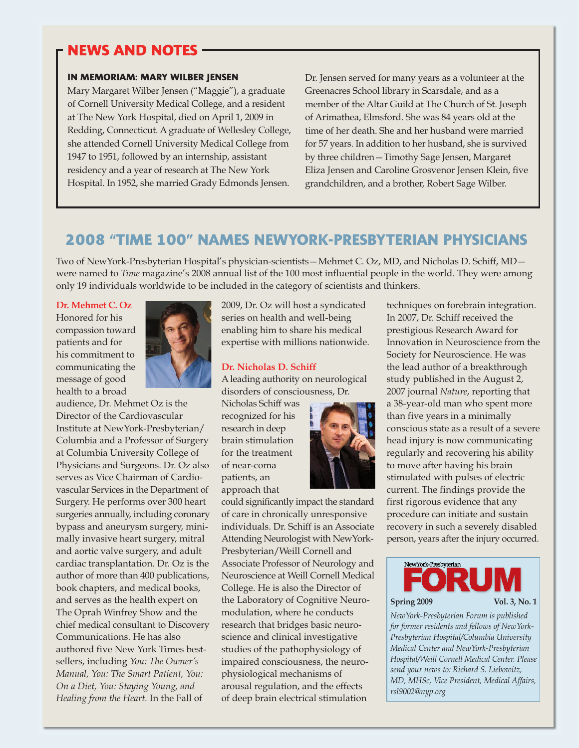## NEWS AND NOTES

### IN MEMORIAM: MARY WILBER JENSEN

Mary Margaret Wilber Jensen ("Maggie"), a graduate of Cornell University Medical College, and a resident at The New York Hospital, died on April 1, 2009 in Redding, Connecticut. A graduate of Wellesley College, she attended Cornell University Medical College from 1947 to 1951, followed by an internship, assistant residency and a year of research at The New York Hospital. In 1952, she married Grady Edmonds Jensen.

Dr. Jensen served for many years as a volunteer at the Greenacres School library in Scarsdale, and as a member of the Altar Guild at The Church of St. Joseph of Arimathea, Elmsford. She was 84 years old at the time of her death. She and her husband were married for 57 years. In addition to her husband, she is survived by three children—Timothy Sage Jensen, Margaret Eliza Jensen and Caroline Grosvenor Jensen Klein, five grandchildren, and a brother, Robert Sage Wilber.

## 2008 "TIME 100" NAMES NEWYORK-PRESBYTERIAN PHYSICIANS

Two of NewYork-Presbyterian Hospital's physician-scientists—Mehmet C. Oz, MD, and Nicholas D. Schiff, MD—were named to *Time* magazine's 2008 annual list of the 100 most influential people in the world. They were among only 19 individuals worldwide to be included in the category of scientists and thinkers.

**Dr. Mehmet C. Oz**

Honored for his compassion toward patients and for his commitment to communicating the message of good health to a broad audience, Dr. Mehmet Oz is the Director of the Cardiovascular Institute at NewYork-Presbyterian/Columbia and a Professor of Surgery at Columbia University College of Physicians and Surgeons. Dr. Oz also serves as Vice Chairman of Cardiovascular Services in the Department of Surgery. He performs over 300 heart surgeries annually, including coronary bypass and aneurysm surgery, minimally invasive heart surgery, mitral and aortic valve surgery, and adult cardiac transplantation. Dr. Oz is the author of more than 400 publications, book chapters, and medical books, and serves as the health expert on The Oprah Winfrey Show and the chief medical consultant to Discovery Communications. He has also authored five New York Times bestsellers, including *You: The Owner's Manual, You: The Smart Patient, You: On a Diet, You: Staying Young, and Healing from the Heart.* In the Fall of 2009, Dr. Oz will host a syndicated series on health and well-being enabling him to share his medical expertise with millions nationwide.

**Dr. Nicholas D. Schiff**

A leading authority on neurological disorders of consciousness, Dr. Nicholas Schiff was recognized for his research in deep brain stimulation for the treatment of near-coma patients, an approach that could significantly impact the standard of care in chronically unresponsive individuals. Dr. Schiff is an Associate Attending Neurologist with NewYork-Presbyterian/Weill Cornell and Associate Professor of Neurology and Neuroscience at Weill Cornell Medical College. He is also the Director of the Laboratory of Cognitive Neuromodulation, where he conducts research that bridges basic neuroscience and clinical investigative studies of the pathophysiology of impaired consciousness, the neurophysiological mechanisms of arousal regulation, and the effects of deep brain electrical stimulation techniques on forebrain integration. In 2007, Dr. Schiff received the prestigious Research Award for Innovation in Neuroscience from the Society for Neuroscience. He was the lead author of a breakthrough study published in the August 2, 2007 journal *Nature*, reporting that a 38-year-old man who spent more than five years in a minimally conscious state as a result of a severe head injury is now communicating regularly and recovering his ability to move after having his brain stimulated with pulses of electric current. The findings provide the first rigorous evidence that any procedure can initiate and sustain recovery in such a severely disabled person, years after the injury occurred.

NewYork-Presbyterian **FORUM**

**Spring 2009** **Vol. 3, No. 1**

*NewYork-Presbyterian Forum is published for former residents and fellows of NewYork-Presbyterian Hospital/Columbia University Medical Center and NewYork-Presbyterian Hospital/Weill Cornell Medical Center. Please send your news to: Richard S. Liebowitz, MD, MHSc, Vice President, Medical Affairs, rsl9002@nyp.org*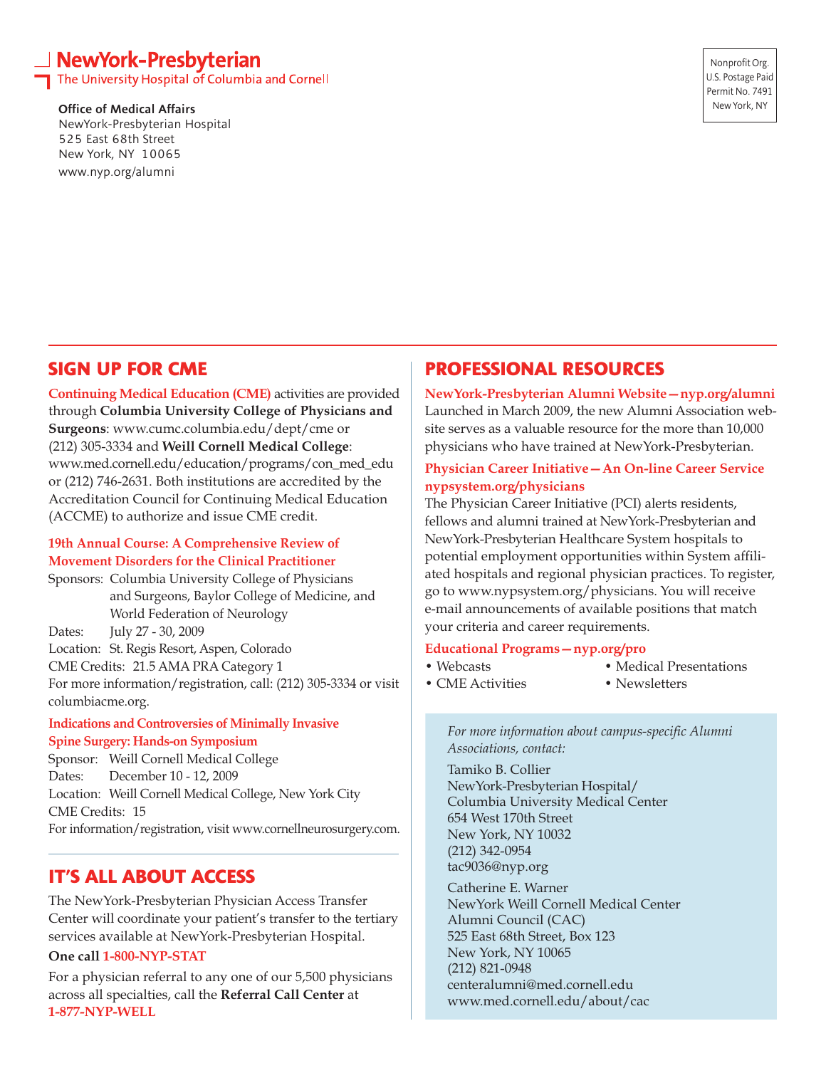NewYork-Presbyterian
The University Hospital of Columbia and Cornell

**Office of Medical Affairs**
NewYork-Presbyterian Hospital
525 East 68th Street
New York, NY 10065
www.nyp.org/alumni

Nonprofit Org.
U.S. Postage Paid
Permit No. 7491
New York, NY

## SIGN UP FOR CME

**Continuing Medical Education (CME)** activities are provided through **Columbia University College of Physicians and Surgeons**: www.cumc.columbia.edu/dept/cme or (212) 305-3334 and **Weill Cornell Medical College**: www.med.cornell.edu/education/programs/con_med_edu or (212) 746-2631. Both institutions are accredited by the Accreditation Council for Continuing Medical Education (ACCME) to authorize and issue CME credit.

### 19th Annual Course: A Comprehensive Review of Movement Disorders for the Clinical Practitioner

Sponsors: Columbia University College of Physicians and Surgeons, Baylor College of Medicine, and World Federation of Neurology
Dates: July 27 - 30, 2009
Location: St. Regis Resort, Aspen, Colorado
CME Credits: 21.5 AMA PRA Category 1
For more information/registration, call: (212) 305-3334 or visit columbiacme.org.

### Indications and Controversies of Minimally Invasive Spine Surgery: Hands-on Symposium

Sponsor: Weill Cornell Medical College
Dates: December 10 - 12, 2009
Location: Weill Cornell Medical College, New York City
CME Credits: 15
For information/registration, visit www.cornellneurosurgery.com.

## IT'S ALL ABOUT ACCESS

The NewYork-Presbyterian Physician Access Transfer Center will coordinate your patient's transfer to the tertiary services available at NewYork-Presbyterian Hospital.

**One call 1-800-NYP-STAT**

For a physician referral to any one of our 5,500 physicians across all specialties, call the **Referral Call Center** at **1-877-NYP-WELL**

## PROFESSIONAL RESOURCES

### NewYork-Presbyterian Alumni Website—nyp.org/alumni

Launched in March 2009, the new Alumni Association website serves as a valuable resource for the more than 10,000 physicians who have trained at NewYork-Presbyterian.

### Physician Career Initiative—An On-line Career Service nypsystem.org/physicians

The Physician Career Initiative (PCI) alerts residents, fellows and alumni trained at NewYork-Presbyterian and NewYork-Presbyterian Healthcare System hospitals to potential employment opportunities within System affiliated hospitals and regional physician practices. To register, go to www.nypsystem.org/physicians. You will receive e-mail announcements of available positions that match your criteria and career requirements.

### Educational Programs—nyp.org/pro

- Webcasts
- CME Activities
- Medical Presentations
- Newsletters

*For more information about campus-specific Alumni Associations, contact:*

Tamiko B. Collier
NewYork-Presbyterian Hospital/
Columbia University Medical Center
654 West 170th Street
New York, NY 10032
(212) 342-0954
tac9036@nyp.org

Catherine E. Warner
NewYork Weill Cornell Medical Center
Alumni Council (CAC)
525 East 68th Street, Box 123
New York, NY 10065
(212) 821-0948
centeralumni@med.cornell.edu
www.med.cornell.edu/about/cac